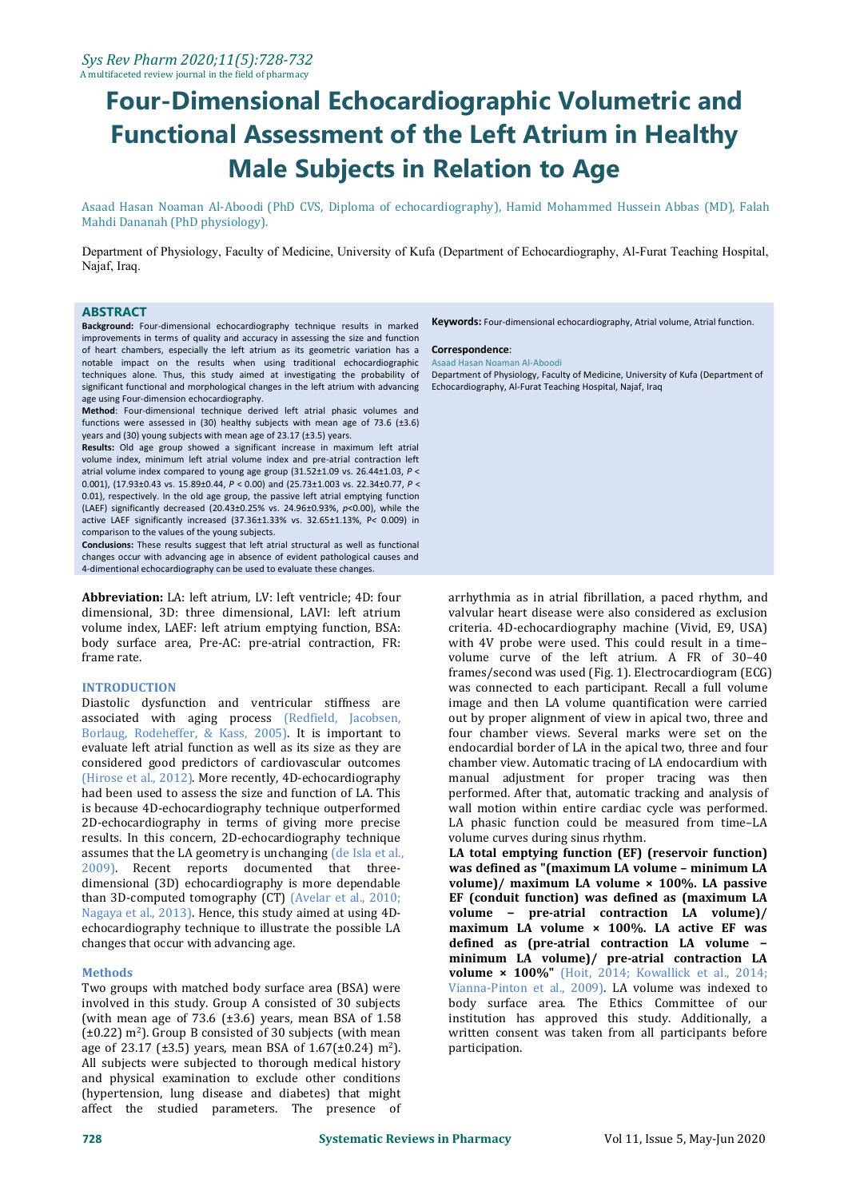# Four-Dimensional Echocardiographic Volumetric and Functional Assessment of the Left Atrium in Healthy Male Subjects in Relation to Age

Asaad Hasan Noaman Al-Aboodi (PhD CVS, Diploma of echocardiography), Hamid Mohammed Hussein Abbas (MD), Falah Mahdi Dananah (PhD physiology).

Department of Physiology, Faculty of Medicine, University of Kufa (Department of Echocardiography, Al-Furat Teaching Hospital, Najaf, Iraq.

## ABSTRACT

**Background:** Four-dimensional echocardiography technique results in marked improvements in terms of quality and accuracy in assessing the size and function of heart chambers, especially the left atrium as its geometric variation has a notable impact on the results when using traditional echocardiographic techniques alone. Thus, this study aimed at investigating the probability of significant functional and morphological changes in the left atrium with advancing age using Four-dimension echocardiography.

**Method**: Four-dimensional technique derived left atrial phasic volumes and functions were assessed in (30) healthy subjects with mean age of 73.6 (±3.6) years and (30) young subjects with mean age of 23.17 (±3.5) years.

**Results:** Old age group showed a significant increase in maximum left atrial volume index, minimum left atrial volume index and pre-atrial contraction left atrial volume index compared to young age group (31.52±1.09 vs. 26.44±1.03, $P < 0.001$), (17.93±0.43 vs. 15.89±0.44, $P < 0.00$) and (25.73±1.003 vs. 22.34±0.77, $P < 0.01$), respectively. In the old age group, the passive left atrial emptying function (LAEF) significantly decreased (20.43±0.25% vs. 24.96±0.93%, $p<0.00$), while the active LAEF significantly increased (37.36±1.33% vs. 32.65±1.13%, $P< 0.009$) in comparison to the values of the young subjects.

**Conclusions:** These results suggest that left atrial structural as well as functional changes occur with advancing age in absence of evident pathological causes and 4-dimentional echocardiography can be used to evaluate these changes.

**Keywords:** Four-dimensional echocardiography, Atrial volume, Atrial function.

**Correspondence**:
Asaad Hasan Noaman Al-Aboodi
Department of Physiology, Faculty of Medicine, University of Kufa (Department of Echocardiography, Al-Furat Teaching Hospital, Najaf, Iraq

**Abbreviation:** LA: left atrium, LV: left ventricle; 4D: four dimensional, 3D: three dimensional, LAVI: left atrium volume index, LAEF: left atrium emptying function, BSA: body surface area, Pre-AC: pre-atrial contraction, FR: frame rate.

## INTRODUCTION

Diastolic dysfunction and ventricular stiffness are associated with aging process (Redfield, Jacobsen, Borlaug, Rodeheffer, & Kass, 2005). It is important to evaluate left atrial function as well as its size as they are considered good predictors of cardiovascular outcomes (Hirose et al., 2012). More recently, 4D-echocardiography had been used to assess the size and function of LA. This is because 4D-echocardiography technique outperformed 2D-echocardiography in terms of giving more precise results. In this concern, 2D-echocardiography technique assumes that the LA geometry is unchanging (de Isla et al., 2009). Recent reports documented that three-dimensional (3D) echocardiography is more dependable than 3D-computed tomography (CT) (Avelar et al., 2010; Nagaya et al., 2013). Hence, this study aimed at using 4D-echocardiography technique to illustrate the possible LA changes that occur with advancing age.

## Methods

Two groups with matched body surface area (BSA) were involved in this study. Group A consisted of 30 subjects (with mean age of 73.6 (±3.6) years, mean BSA of 1.58 (±0.22) $m^2$). Group B consisted of 30 subjects (with mean age of 23.17 (±3.5) years, mean BSA of 1.67(±0.24) $m^2$). All subjects were subjected to thorough medical history and physical examination to exclude other conditions (hypertension, lung disease and diabetes) that might affect the studied parameters. The presence of arrhythmia as in atrial fibrillation, a paced rhythm, and valvular heart disease were also considered as exclusion criteria. 4D-echocardiography machine (Vivid, E9, USA) with 4V probe were used. This could result in a time–volume curve of the left atrium. A FR of 30–40 frames/second was used (Fig. 1). Electrocardiogram (ECG) was connected to each participant. Recall a full volume image and then LA volume quantification were carried out by proper alignment of view in apical two, three and four chamber views. Several marks were set on the endocardial border of LA in the apical two, three and four chamber view. Automatic tracing of LA endocardium with manual adjustment for proper tracing was then performed. After that, automatic tracking and analysis of wall motion within entire cardiac cycle was performed. LA phasic function could be measured from time–LA volume curves during sinus rhythm.

**LA total emptying function (EF) (reservoir function) was defined as "(maximum LA volume – minimum LA volume)/ maximum LA volume × 100%. LA passive EF (conduit function) was defined as (maximum LA volume – pre-atrial contraction LA volume)/ maximum LA volume × 100%. LA active EF was defined as (pre-atrial contraction LA volume – minimum LA volume)/ pre-atrial contraction LA volume × 100%"** (Hoit, 2014; Kowallick et al., 2014; Vianna-Pinton et al., 2009). LA volume was indexed to body surface area. The Ethics Committee of our institution has approved this study. Additionally, a written consent was taken from all participants before participation.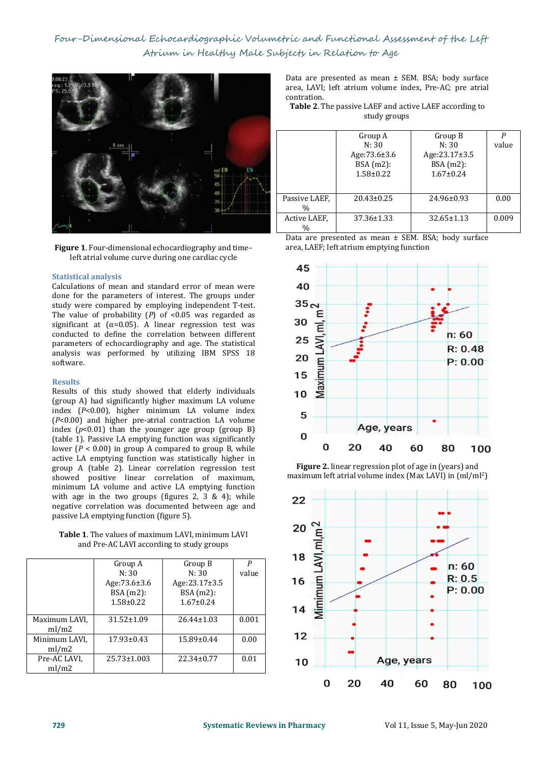Figure 1. Four-dimensional echocardiography and time–left atrial volume curve during one cardiac cycle

## Statistical analysis

Calculations of mean and standard error of mean were done for the parameters of interest. The groups under study were compared by employing independent T-test. The value of probability (*P*) of <0.05 was regarded as significant at (α=0.05). A linear regression test was conducted to define the correlation between different parameters of echocardiography and age. The statistical analysis was performed by utilizing IBM SPSS 18 software.

## Results

Results of this study showed that elderly individuals (group A) had significantly higher maximum LA volume index (*P*<0.00), higher minimum LA volume index (*P*<0.00) and higher pre-atrial contraction LA volume index (*p*<0.01) than the younger age group (group B) (table 1). Passive LA emptying function was significantly lower (*P* < 0.00) in group A compared to group B, while active LA emptying function was statistically higher in group A (table 2). Linear correlation regression test showed positive linear correlation of maximum, minimum LA volume and active LA emptying function with age in the two groups (figures 2, 3 & 4); while negative correlation was documented between age and passive LA emptying function (figure 5).

**Table 1**. The values of maximum LAVI, minimum LAVI and Pre-AC LAVI according to study groups

| | Group A N: 30 Age:73.6±3.6 BSA (m2): 1.58±0.22 | Group B N: 30 Age:23.17±3.5 BSA (m2): 1.67±0.24 | *P* value |
|---|---|---|---|
| Maximum LAVI, ml/m2 | 31.52±1.09 | 26.44±1.03 | 0.001 |
| Minimum LAVI, ml/m2 | 17.93±0.43 | 15.89±0.44 | 0.00 |
| Pre-AC LAVI, ml/m2 | 25.73±1.003 | 22.34±0.77 | 0.01 |

Data are presented as mean ± SEM. BSA; body surface area, LAVI; left atrium volume index, Pre-AC; pre atrial contration.

**Table 2**. The passive LAEF and active LAEF according to study groups

| | Group A N: 30 Age:73.6±3.6 BSA (m2): 1.58±0.22 | Group B N: 30 Age:23.17±3.5 BSA (m2): 1.67±0.24 | *P* value |
|---|---|---|---|
| Passive LAEF, % | 20.43±0.25 | 24.96±0.93 | 0.00 |
| Active LAEF, % | 37.36±1.33 | 32.65±1.13 | 0.009 |

Data are presented as mean ± SEM. BSA; body surface area, LAEF; left atrium emptying function

**Figure 2.** linear regression plot of age in (years) and maximum left atrial volume index (Max LAVI) in (ml/ml²)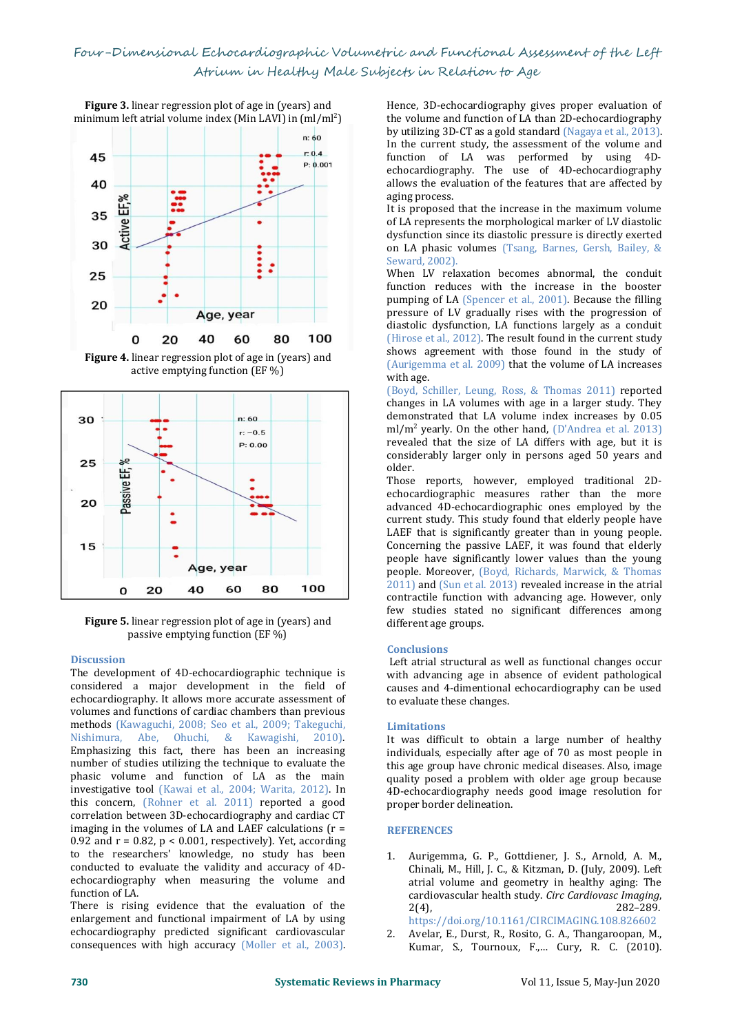**Figure 3.** linear regression plot of age in (years) and minimum left atrial volume index (Min LAVI) in (ml/ml$^2$)

**Figure 4.** linear regression plot of age in (years) and active emptying function (EF %)

**Figure 5.** linear regression plot of age in (years) and passive emptying function (EF %)

## Discussion

The development of 4D-echocardiographic technique is considered a major development in the field of echocardiography. It allows more accurate assessment of volumes and functions of cardiac chambers than previous methods (Kawaguchi, 2008; Seo et al., 2009; Takeguchi, Nishimura, Abe, Ohuchi, & Kawagishi, 2010). Emphasizing this fact, there has been an increasing number of studies utilizing the technique to evaluate the phasic volume and function of LA as the investigative tool (Kawai et al., 2004; Warita, 2012). In this concern, (Rohner et al. 2011) reported a good correlation between 3D-echocardiography and cardiac CT imaging in the volumes of LA and LAEF calculations ($r = 0.92$ and $r = 0.82$, $p < 0.001$, respectively). Yet, according to the researchers' knowledge, no study has been conducted to evaluate the validity and accuracy of 4D-echocardiography when measuring the volume and function of LA.

There is rising evidence that the evaluation of the enlargement and functional impairment of LA by using echocardiography predicted significant cardiovascular consequences with high accuracy (Moller et al., 2003). Hence, 3D-echocardiography gives proper evaluation of the volume and function of LA than 2D-echocardiography by utilizing 3D-CT as a gold standard (Nagaya et al., 2013). In the current study, the assessment of the volume and function of LA was performed by using 4D-echocardiography. The use of 4D-echocardiography allows the evaluation of the features that are affected by aging process.

It is proposed that the increase in the maximum volume of LA represents the morphological marker of LV diastolic dysfunction since its diastolic pressure is directly exerted on LA phasic volumes (Tsang, Barnes, Gersh, Bailey, & Seward, 2002).

When LV relaxation becomes abnormal, the conduit function reduces with the increase in the booster pumping of LA (Spencer et al., 2001). Because the filling pressure of LV gradually rises with the progression of diastolic dysfunction, LA functions largely as a conduit (Hirose et al., 2012). The result found in the current study shows agreement with those found in the study of (Aurigemma et al. 2009) that the volume of LA increases with age.

(Boyd, Schiller, Leung, Ross, & Thomas 2011) reported changes in LA volumes with age in a larger study. They demonstrated that LA volume index increases by 0.05 ml/m$^2$ yearly. On the other hand, (D'Andrea et al. 2013) revealed that the size of LA differs with age, but it is considerably larger only in persons aged 50 years and older.

Those reports, however, employed traditional 2D-echocardiographic measures rather than the more advanced 4D-echocardiographic ones employed by the current study. This study found that elderly people have LAEF that is significantly greater than in young people. Concerning the passive LAEF, it was found that elderly people have significantly lower values than the young people. Moreover, (Boyd, Richards, Marwick, & Thomas 2011) and (Sun et al. 2013) revealed increase in the atrial contractile function with advancing age. However, only few studies stated no significant differences among different age groups.

## Conclusions

Left atrial structural as well as functional changes occur with advancing age in absence of evident pathological causes and 4-dimentional echocardiography can be used to evaluate these changes.

## Limitations

It was difficult to obtain a large number of healthy individuals, especially after age of 70 as most people in this age group have chronic medical diseases. Also, image quality posed a problem with older age group because 4D-echocardiography needs good image resolution for proper border delineation.

## REFERENCES

1. Aurigemma, G. P., Gottdiener, J. S., Arnold, A. M., Chinali, M., Hill, J. C., & Kitzman, D. (July, 2009). Left atrial volume and geometry in healthy aging: The cardiovascular health study. *Circ Cardiovasc Imaging*, 2(4), 282–289. https://doi.org/10.1161/CIRCIMAGING.108.826602
2. Avelar, E., Durst, R., Rosito, G. A., Thangaroopan, M., Kumar, S., Tournoux, F.,... Cury, R. C. (2010).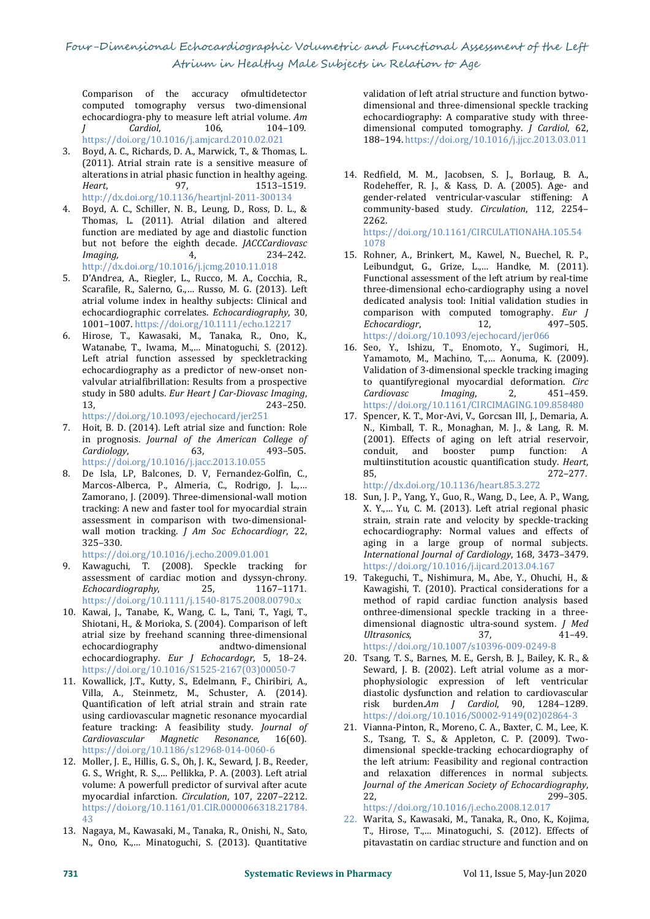Comparison of the accuracy ofmultidetector computed tomography versus two-dimensional echocardiogra-phy to measure left atrial volume. *Am J Cardiol*, 106, 104–109. https://doi.org/10.1016/j.amjcard.2010.02.021

3. Boyd, A. C., Richards, D. A., Marwick, T., & Thomas, L. (2011). Atrial strain rate is a sensitive measure of alterations in atrial phasic function in healthy ageing. *Heart*, 97, 1513–1519. http://dx.doi.org/10.1136/heartjnl-2011-300134
4. Boyd, A. C., Schiller, N. B., Leung, D., Ross, D. L., & Thomas, L. (2011). Atrial dilation and altered function are mediated by age and diastolic function but not before the eighth decade. *JACCCardiovasc Imaging*, 4, 234–242. http://dx.doi.org/10.1016/j.jcmg.2010.11.018
5. D'Andrea, A., Riegler, L., Rucco, M. A., Cocchia, R., Scarafile, R., Salerno, G.,… Russo, M. G. (2013). Left atrial volume index in healthy subjects: Clinical and echocardiographic correlates. *Echocardiography*, 30, 1001–1007. https://doi.org/10.1111/echo.12217
6. Hirose, T., Kawasaki, M., Tanaka, R., Ono, K., Watanabe, T., Iwama, M.,… Minatoguchi, S. (2012). Left atrial function assessed by speckletracking echocardiography as a predictor of new-onset non-valvular atrialfibrillation: Results from a prospective study in 580 adults. *Eur Heart J Car-Diovasc Imaging*, 13, 243–250. https://doi.org/10.1093/ejechocard/jer251
7. Hoit, B. D. (2014). Left atrial size and function: Role in prognosis. *Journal of the American College of Cardiology*, 63, 493–505. https://doi.org/10.1016/j.jacc.2013.10.055
8. De Isla, LP, Balcones, D. V, Fernandez-Golfin, C., Marcos-Alberca, P., Almeria, C., Rodrigo, J. L.,… Zamorano, J. (2009). Three-dimensional-wall motion tracking: A new and faster tool for myocardial strain assessment in comparison with two-dimensional-wall motion tracking. *J Am Soc Echocardiogr*, 22, 325–330. https://doi.org/10.1016/j.echo.2009.01.001
9. Kawaguchi, T. (2008). Speckle tracking for assessment of cardiac motion and dyssyn-chrony. *Echocardiography*, 25, 1167–1171. https://doi.org/10.1111/j.1540-8175.2008.00790.x
10. Kawai, J., Tanabe, K., Wang, C. L., Tani, T., Yagi, T., Shiotani, H., & Morioka, S. (2004). Comparison of left atrial size by freehand scanning three-dimensional echocardiography andtwo-dimensional echocardiography. *Eur J Echocardogr*, 5, 18–24. https://doi.org/10.1016/S1525-2167(03)00050-7
11. Kowallick, J.T., Kutty, S., Edelmann, F., Chiribiri, A., Villa, A., Steinmetz, M., Schuster, A. (2014). Quantification of left atrial strain and strain rate using cardiovascular magnetic resonance myocardial feature tracking: A feasibility study. *Journal of Cardiovascular Magnetic Resonance*, 16(60). https://doi.org/10.1186/s12968-014-0060-6
12. Moller, J. E., Hillis, G. S., Oh, J. K., Seward, J. B., Reeder, G. S., Wright, R. S.,… Pellikka, P. A. (2003). Left atrial volume: A powerfull predictor of survival after acute myocardial infarction. *Circulation*, 107, 2207–2212. https://doi.org/10.1161/01.CIR.0000066318.21784.43
13. Nagaya, M., Kawasaki, M., Tanaka, R., Onishi, N., Sato, N., Ono, K.,… Minatoguchi, S. (2013). Quantitative validation of left atrial structure and function bytwo-dimensional and three-dimensional speckle tracking echocardiography: A comparative study with three-dimensional computed tomography. *J Cardiol*, 62, 188–194. https://doi.org/10.1016/j.jjcc.2013.03.011
14. Redfield, M. M., Jacobsen, S. J., Borlaug, B. A., Rodeheffer, R. J., & Kass, D. A. (2005). Age- and gender-related ventricular-vascular stiffening: A community-based study. *Circulation*, 112, 2254–2262. https://doi.org/10.1161/CIRCULATIONAHA.105.541078
15. Rohner, A., Brinkert, M., Kawel, N., Buechel, R. P., Leibundgut, G., Grize, L.,… Handke, M. (2011). Functional assessment of the left atrium by real-time three-dimensional echo-cardiography using a novel dedicated analysis tool: Initial validation studies in comparison with computed tomography. *Eur J Echocardiogr*, 12, 497–505. https://doi.org/10.1093/ejechocard/jer066
16. Seo, Y., Ishizu, T., Enomoto, Y., Sugimori, H., Yamamoto, M., Machino, T.,… Aonuma, K. (2009). Validation of 3-dimensional speckle tracking imaging to quantifyregional myocardial deformation. *Circ Cardiovasc Imaging*, 2, 451–459. https://doi.org/10.1161/CIRCIMAGING.109.858480
17. Spencer, K. T., Mor-Avi, V., Gorcsan III, J., Demaria, A. N., Kimball, T. R., Monaghan, M. J., & Lang, R. M. (2001). Effects of aging on left atrial reservoir, conduit, and booster pump function: A multiinstitution acoustic quantification study. *Heart*, 85, 272–277. http://dx.doi.org/10.1136/heart.85.3.272
18. Sun, J. P., Yang, Y., Guo, R., Wang, D., Lee, A. P., Wang, X. Y.,… Yu, C. M. (2013). Left atrial regional phasic strain, strain rate and velocity by speckle-tracking echocardiography: Normal values and effects of aging in a large group of normal subjects. *International Journal of Cardiology*, 168, 3473–3479. https://doi.org/10.1016/j.ijcard.2013.04.167
19. Takeguchi, T., Nishimura, M., Abe, Y., Ohuchi, H., & Kawagishi, T. (2010). Practical considerations for a method of rapid cardiac function analysis based onthree-dimensional speckle tracking in a three-dimensional diagnostic ultra-sound system. *J Med Ultrasonics*, 37, 41–49. https://doi.org/10.1007/s10396-009-0249-8
20. Tsang, T. S., Barnes, M. E., Gersh, B. J., Bailey, K. R., & Seward, J. B. (2002). Left atrial volume as a mor-phophysiologic expression of left ventricular diastolic dysfunction and relation to cardiovascular risk burden.*Am J Cardiol*, 90, 1284–1289. https://doi.org/10.1016/S0002-9149(02)02864-3
21. Vianna-Pinton, R., Moreno, C. A., Baxter, C. M., Lee, K. S., Tsang, T. S., & Appleton, C. P. (2009). Two-dimensional speckle-tracking echocardiography of the left atrium: Feasibility and regional contraction and relaxation differences in normal subjects. *Journal of the American Society of Echocardiography*, 22, 299–305. https://doi.org/10.1016/j.echo.2008.12.017
22. Warita, S., Kawasaki, M., Tanaka, R., Ono, K., Kojima, T., Hirose, T.,… Minatoguchi, S. (2012). Effects of pitavastatin on cardiac structure and function and on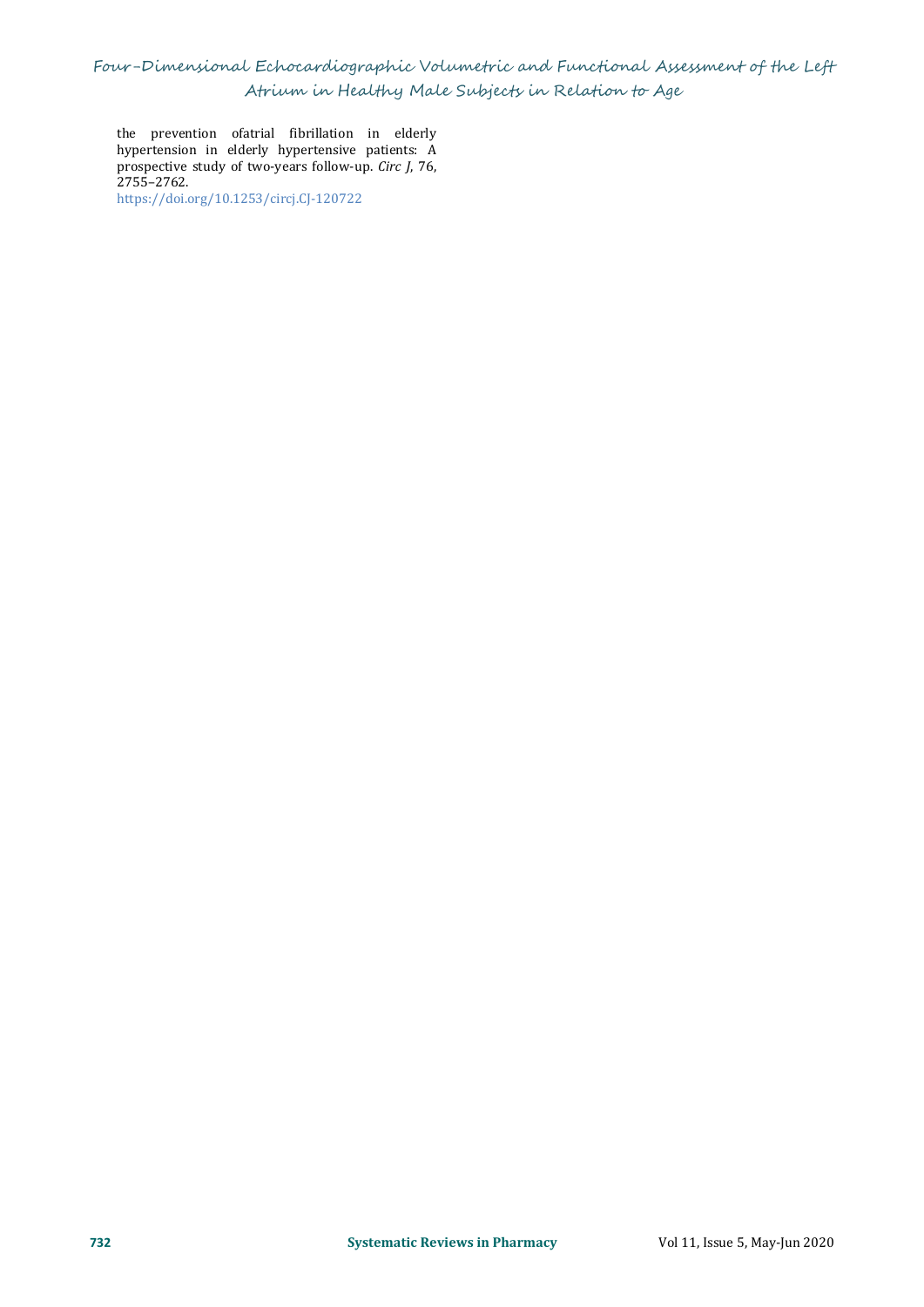the prevention ofatrial fibrillation in elderly hypertension in elderly hypertensive patients: A prospective study of two-years follow-up. *Circ J*, 76, 2755–2762.
https://doi.org/10.1253/circj.CJ-120722